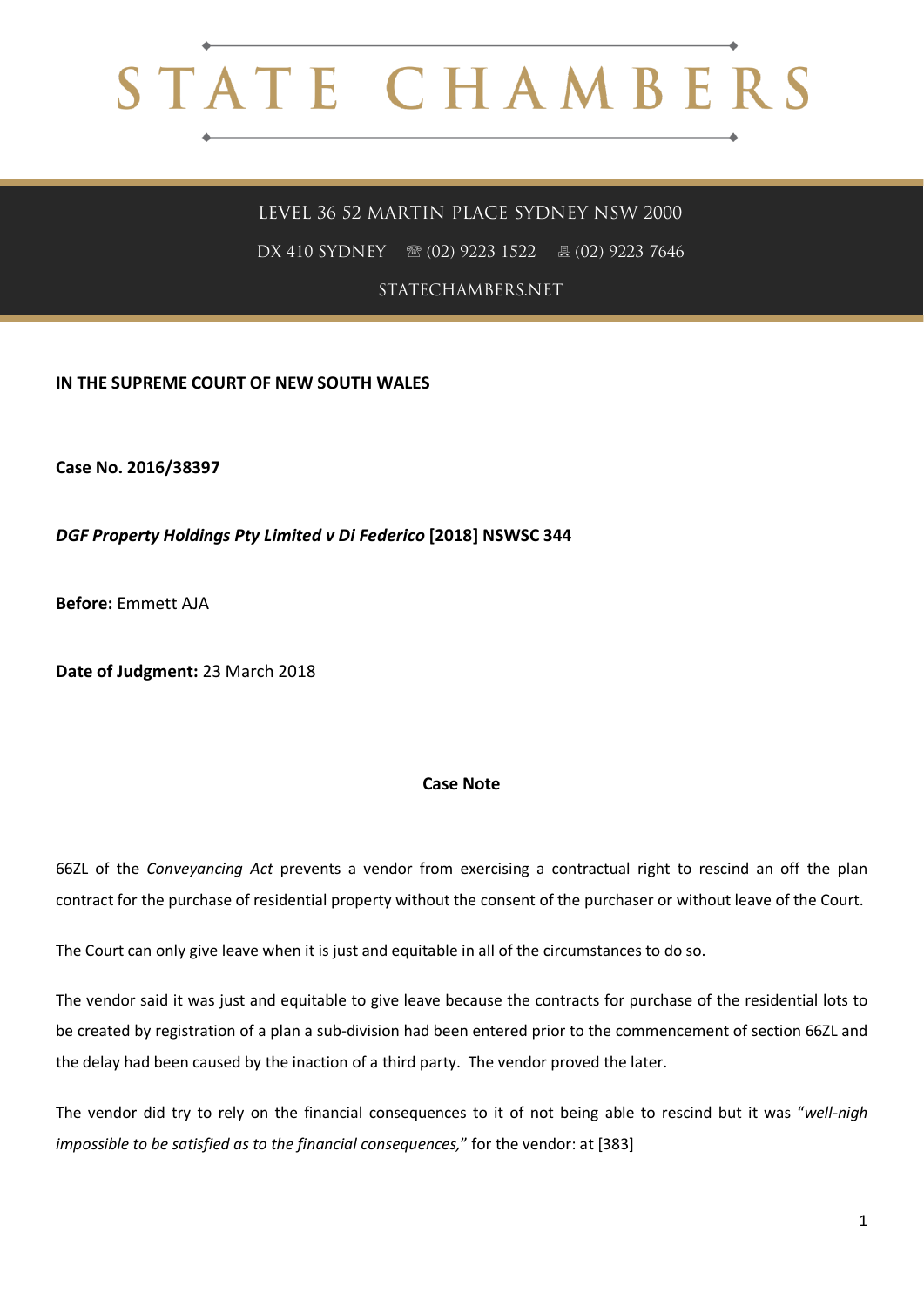# STATE CHAMBERS

LEVEL 36 52 MARTIN PLACE SYDNEY NSW 2000

DX 410 SYDNEY ☏ (02) 9223 1522 🖷 (02) 9223 7646

STATECHAMBERS.NET

**IN THE SUPREME COURT OF NEW SOUTH WALES**

**Case No. 2016/38397**

***DGF Property Holdings Pty Limited v Di Federico* [2018] NSWSC 344**

**Before:** Emmett AJA

**Date of Judgment:** 23 March 2018

**Case Note**

66ZL of the *Conveyancing Act* prevents a vendor from exercising a contractual right to rescind an off the plan contract for the purchase of residential property without the consent of the purchaser or without leave of the Court.

The Court can only give leave when it is just and equitable in all of the circumstances to do so.

The vendor said it was just and equitable to give leave because the contracts for purchase of the residential lots to be created by registration of a plan a sub-division had been entered prior to the commencement of section 66ZL and the delay had been caused by the inaction of a third party. The vendor proved the later.

The vendor did try to rely on the financial consequences to it of not being able to rescind but it was "*well-nigh impossible to be satisfied as to the financial consequences,*" for the vendor: at [383]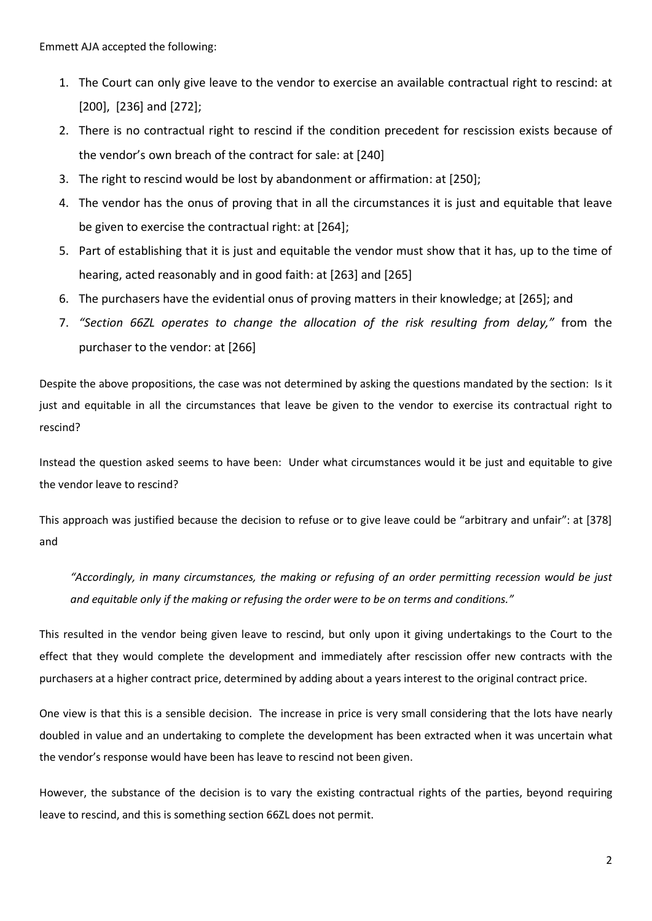Emmett AJA accepted the following:

1. The Court can only give leave to the vendor to exercise an available contractual right to rescind: at [200], [236] and [272];
2. There is no contractual right to rescind if the condition precedent for rescission exists because of the vendor's own breach of the contract for sale: at [240]
3. The right to rescind would be lost by abandonment or affirmation: at [250];
4. The vendor has the onus of proving that in all the circumstances it is just and equitable that leave be given to exercise the contractual right: at [264];
5. Part of establishing that it is just and equitable the vendor must show that it has, up to the time of hearing, acted reasonably and in good faith: at [263] and [265]
6. The purchasers have the evidential onus of proving matters in their knowledge; at [265]; and
7. *"Section 66ZL operates to change the allocation of the risk resulting from delay,"* from the purchaser to the vendor: at [266]

Despite the above propositions, the case was not determined by asking the questions mandated by the section: Is it just and equitable in all the circumstances that leave be given to the vendor to exercise its contractual right to rescind?

Instead the question asked seems to have been: Under what circumstances would it be just and equitable to give the vendor leave to rescind?

This approach was justified because the decision to refuse or to give leave could be "arbitrary and unfair": at [378] and

> *"Accordingly, in many circumstances, the making or refusing of an order permitting recession would be just and equitable only if the making or refusing the order were to be on terms and conditions."*

This resulted in the vendor being given leave to rescind, but only upon it giving undertakings to the Court to the effect that they would complete the development and immediately after rescission offer new contracts with the purchasers at a higher contract price, determined by adding about a years interest to the original contract price.

One view is that this is a sensible decision. The increase in price is very small considering that the lots have nearly doubled in value and an undertaking to complete the development has been extracted when it was uncertain what the vendor's response would have been has leave to rescind not been given.

However, the substance of the decision is to vary the existing contractual rights of the parties, beyond requiring leave to rescind, and this is something section 66ZL does not permit.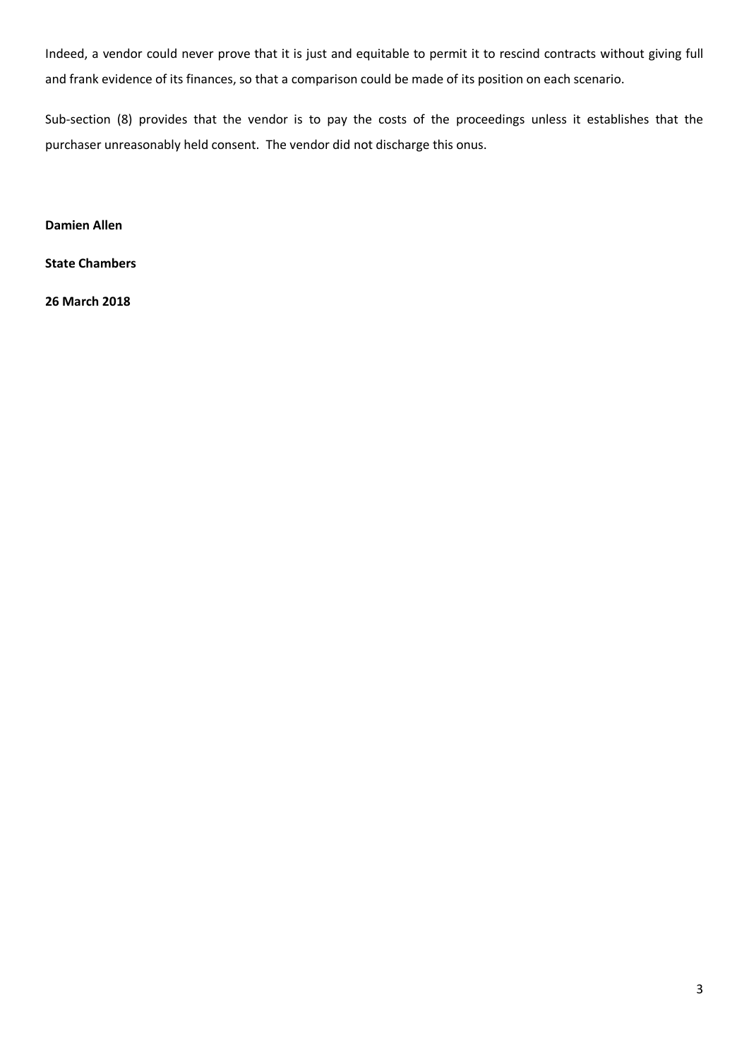Indeed, a vendor could never prove that it is just and equitable to permit it to rescind contracts without giving full and frank evidence of its finances, so that a comparison could be made of its position on each scenario.

Sub-section (8) provides that the vendor is to pay the costs of the proceedings unless it establishes that the purchaser unreasonably held consent. The vendor did not discharge this onus.

**Damien Allen**

**State Chambers**

**26 March 2018**